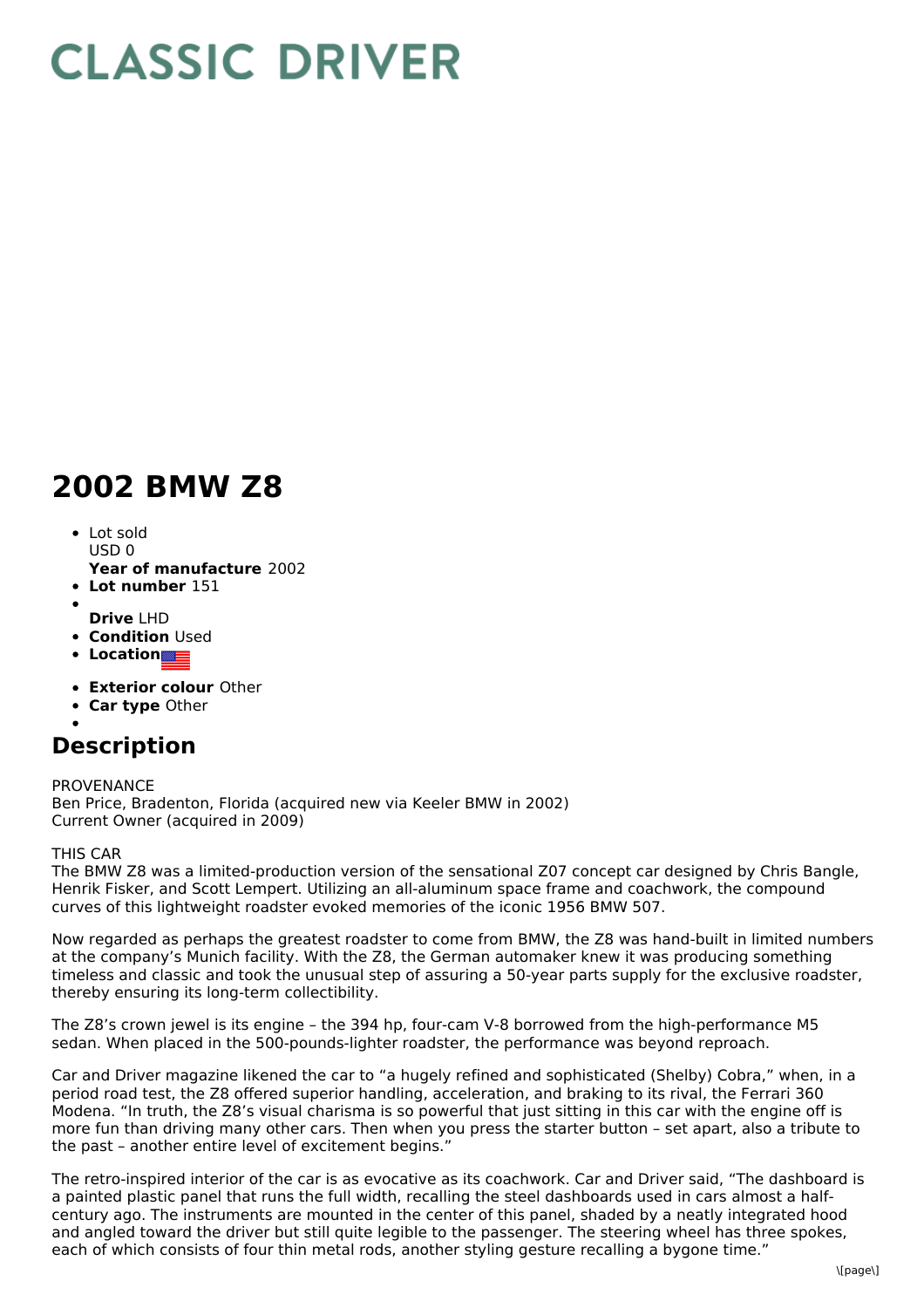# CLASSIC DRIVER

# 2002 BMW Z8

- Lot sold
  USD 0
  **Year of manufacture** 2002
- **Lot number** 151
- 
  **Drive** LHD
- **Condition** Used
- **Location**
- **Exterior colour** Other
- **Car type** Other
- 

## Description

PROVENANCE
Ben Price, Bradenton, Florida (acquired new via Keeler BMW in 2002)
Current Owner (acquired in 2009)

THIS CAR
The BMW Z8 was a limited-production version of the sensational Z07 concept car designed by Chris Bangle, Henrik Fisker, and Scott Lempert. Utilizing an all-aluminum space frame and coachwork, the compound curves of this lightweight roadster evoked memories of the iconic 1956 BMW 507.

Now regarded as perhaps the greatest roadster to come from BMW, the Z8 was hand-built in limited numbers at the company's Munich facility. With the Z8, the German automaker knew it was producing something timeless and classic and took the unusual step of assuring a 50-year parts supply for the exclusive roadster, thereby ensuring its long-term collectibility.

The Z8's crown jewel is its engine – the 394 hp, four-cam V-8 borrowed from the high-performance M5 sedan. When placed in the 500-pounds-lighter roadster, the performance was beyond reproach.

Car and Driver magazine likened the car to "a hugely refined and sophisticated (Shelby) Cobra," when, in a period road test, the Z8 offered superior handling, acceleration, and braking to its rival, the Ferrari 360 Modena. "In truth, the Z8's visual charisma is so powerful that just sitting in this car with the engine off is more fun than driving many other cars. Then when you press the starter button – set apart, also a tribute to the past – another entire level of excitement begins."

The retro-inspired interior of the car is as evocative as its coachwork. Car and Driver said, "The dashboard is a painted plastic panel that runs the full width, recalling the steel dashboards used in cars almost a half-century ago. The instruments are mounted in the center of this panel, shaded by a neatly integrated hood and angled toward the driver but still quite legible to the passenger. The steering wheel has three spokes, each of which consists of four thin metal rods, another styling gesture recalling a bygone time."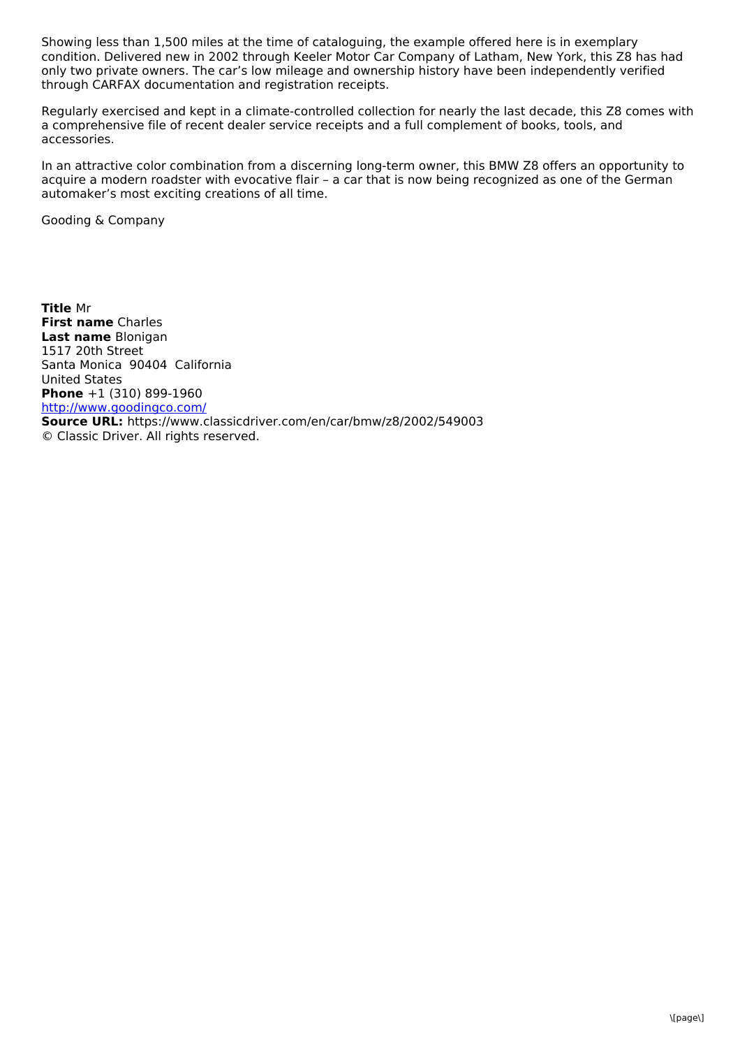Showing less than 1,500 miles at the time of cataloguing, the example offered here is in exemplary condition. Delivered new in 2002 through Keeler Motor Car Company of Latham, New York, this Z8 has had only two private owners. The car's low mileage and ownership history have been independently verified through CARFAX documentation and registration receipts.

Regularly exercised and kept in a climate-controlled collection for nearly the last decade, this Z8 comes with a comprehensive file of recent dealer service receipts and a full complement of books, tools, and accessories.

In an attractive color combination from a discerning long-term owner, this BMW Z8 offers an opportunity to acquire a modern roadster with evocative flair – a car that is now being recognized as one of the German automaker's most exciting creations of all time.

Gooding & Company

**Title** Mr
**First name** Charles
**Last name** Blonigan
1517 20th Street
Santa Monica 90404 California
United States
**Phone** +1 (310) 899-1960
http://www.goodingco.com/
**Source URL:** https://www.classicdriver.com/en/car/bmw/z8/2002/549003
© Classic Driver. All rights reserved.